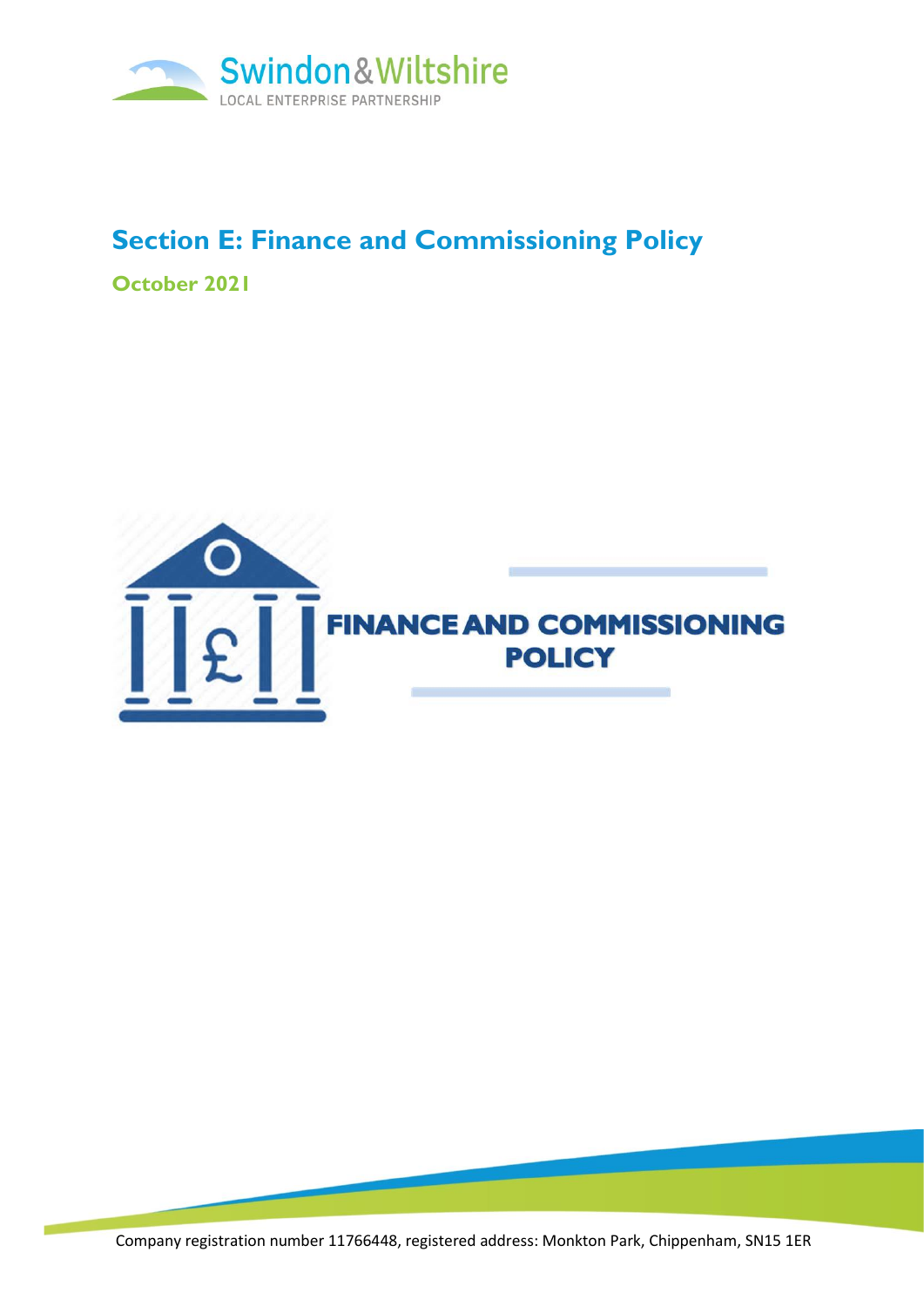Swindon & Wiltshire
LOCAL ENTERPRISE PARTNERSHIP

# Section E: Finance and Commissioning Policy

**October 2021**

FINANCE AND COMMISSIONING POLICY

Company registration number 11766448, registered address: Monkton Park, Chippenham, SN15 1ER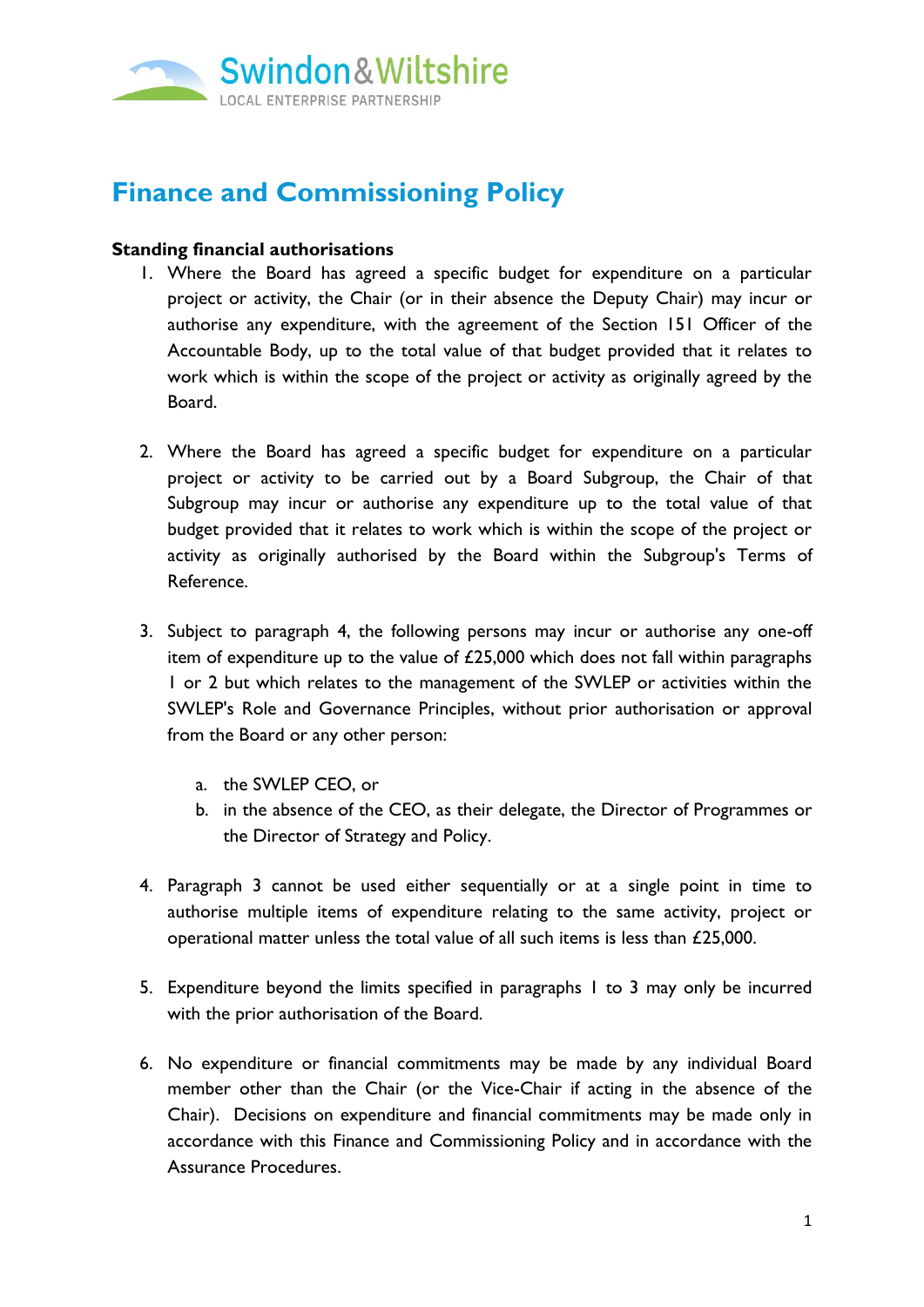Swindon & Wiltshire
LOCAL ENTERPRISE PARTNERSHIP

# Finance and Commissioning Policy

**Standing financial authorisations**

1. Where the Board has agreed a specific budget for expenditure on a particular project or activity, the Chair (or in their absence the Deputy Chair) may incur or authorise any expenditure, with the agreement of the Section 151 Officer of the Accountable Body, up to the total value of that budget provided that it relates to work which is within the scope of the project or activity as originally agreed by the Board.

2. Where the Board has agreed a specific budget for expenditure on a particular project or activity to be carried out by a Board Subgroup, the Chair of that Subgroup may incur or authorise any expenditure up to the total value of that budget provided that it relates to work which is within the scope of the project or activity as originally authorised by the Board within the Subgroup's Terms of Reference.

3. Subject to paragraph 4, the following persons may incur or authorise any one-off item of expenditure up to the value of £25,000 which does not fall within paragraphs 1 or 2 but which relates to the management of the SWLEP or activities within the SWLEP's Role and Governance Principles, without prior authorisation or approval from the Board or any other person:

   a. the SWLEP CEO, or
   b. in the absence of the CEO, as their delegate, the Director of Programmes or the Director of Strategy and Policy.

4. Paragraph 3 cannot be used either sequentially or at a single point in time to authorise multiple items of expenditure relating to the same activity, project or operational matter unless the total value of all such items is less than £25,000.

5. Expenditure beyond the limits specified in paragraphs 1 to 3 may only be incurred with the prior authorisation of the Board.

6. No expenditure or financial commitments may be made by any individual Board member other than the Chair (or the Vice-Chair if acting in the absence of the Chair). Decisions on expenditure and financial commitments may be made only in accordance with this Finance and Commissioning Policy and in accordance with the Assurance Procedures.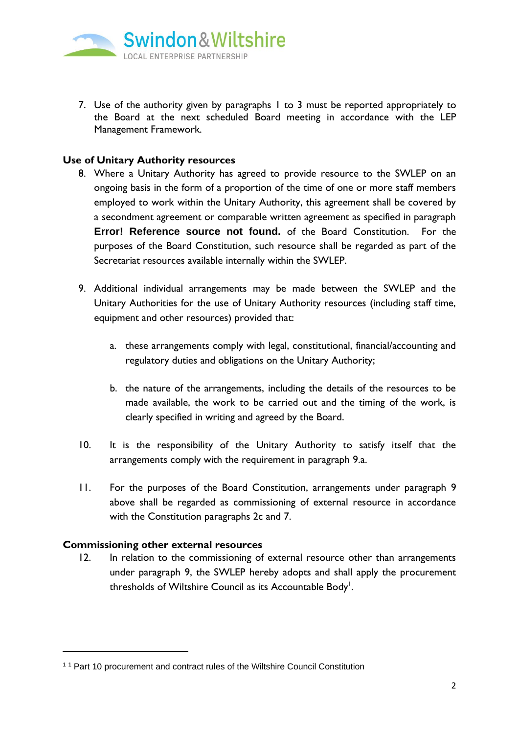7. Use of the authority given by paragraphs 1 to 3 must be reported appropriately to the Board at the next scheduled Board meeting in accordance with the LEP Management Framework.

**Use of Unitary Authority resources**

8. Where a Unitary Authority has agreed to provide resource to the SWLEP on an ongoing basis in the form of a proportion of the time of one or more staff members employed to work within the Unitary Authority, this agreement shall be covered by a secondment agreement or comparable written agreement as specified in paragraph **Error! Reference source not found.** of the Board Constitution. For the purposes of the Board Constitution, such resource shall be regarded as part of the Secretariat resources available internally within the SWLEP.

9. Additional individual arrangements may be made between the SWLEP and the Unitary Authorities for the use of Unitary Authority resources (including staff time, equipment and other resources) provided that:

   a. these arrangements comply with legal, constitutional, financial/accounting and regulatory duties and obligations on the Unitary Authority;

   b. the nature of the arrangements, including the details of the resources to be made available, the work to be carried out and the timing of the work, is clearly specified in writing and agreed by the Board.

10. It is the responsibility of the Unitary Authority to satisfy itself that the arrangements comply with the requirement in paragraph 9.a.

11. For the purposes of the Board Constitution, arrangements under paragraph 9 above shall be regarded as commissioning of external resource in accordance with the Constitution paragraphs 2c and 7.

**Commissioning other external resources**

12. In relation to the commissioning of external resource other than arrangements under paragraph 9, the SWLEP hereby adopts and shall apply the procurement thresholds of Wiltshire Council as its Accountable Body[1].

---

[1] [1] Part 10 procurement and contract rules of the Wiltshire Council Constitution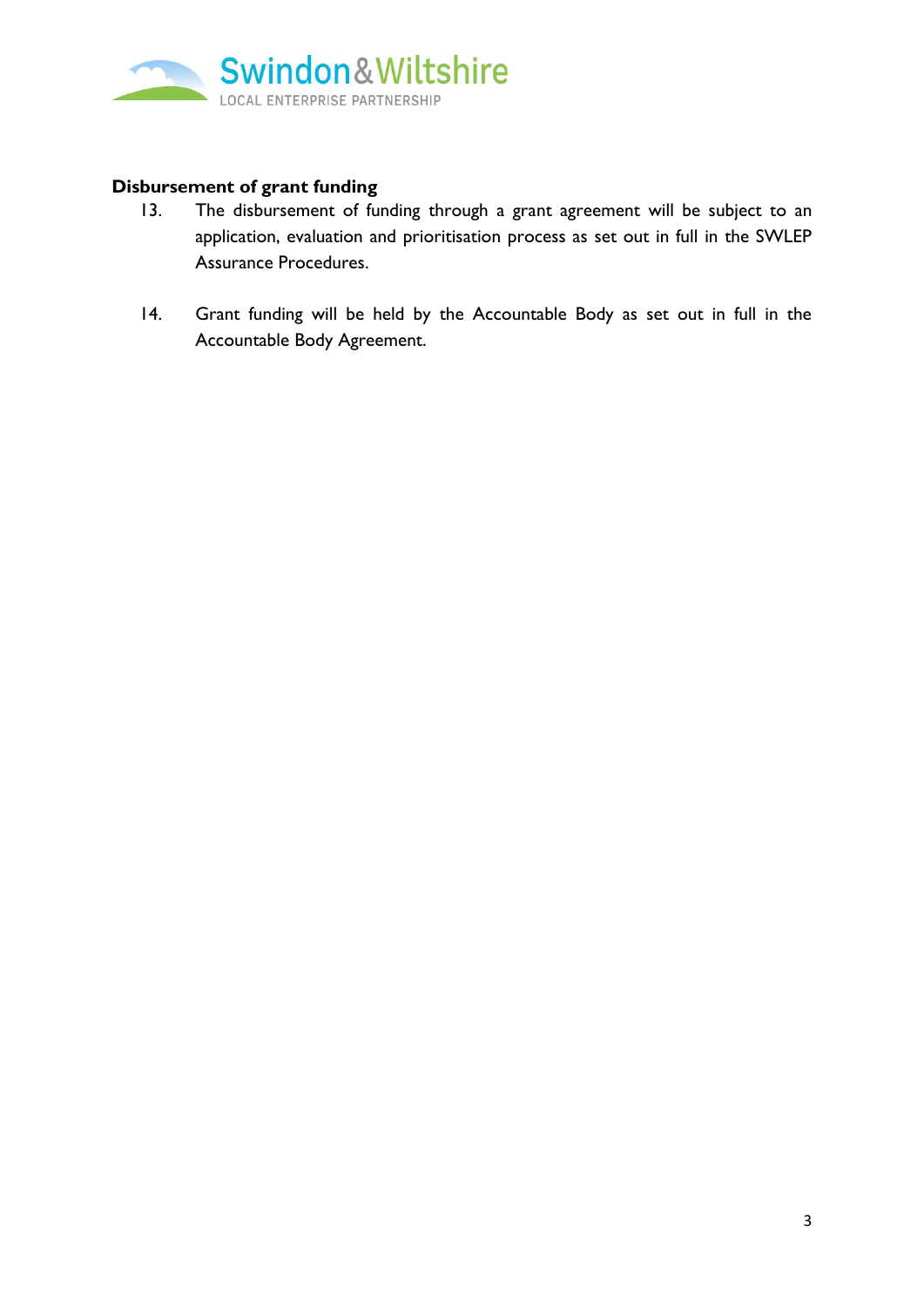**Disbursement of grant funding**

13. The disbursement of funding through a grant agreement will be subject to an application, evaluation and prioritisation process as set out in full in the SWLEP Assurance Procedures.

14. Grant funding will be held by the Accountable Body as set out in full in the Accountable Body Agreement.